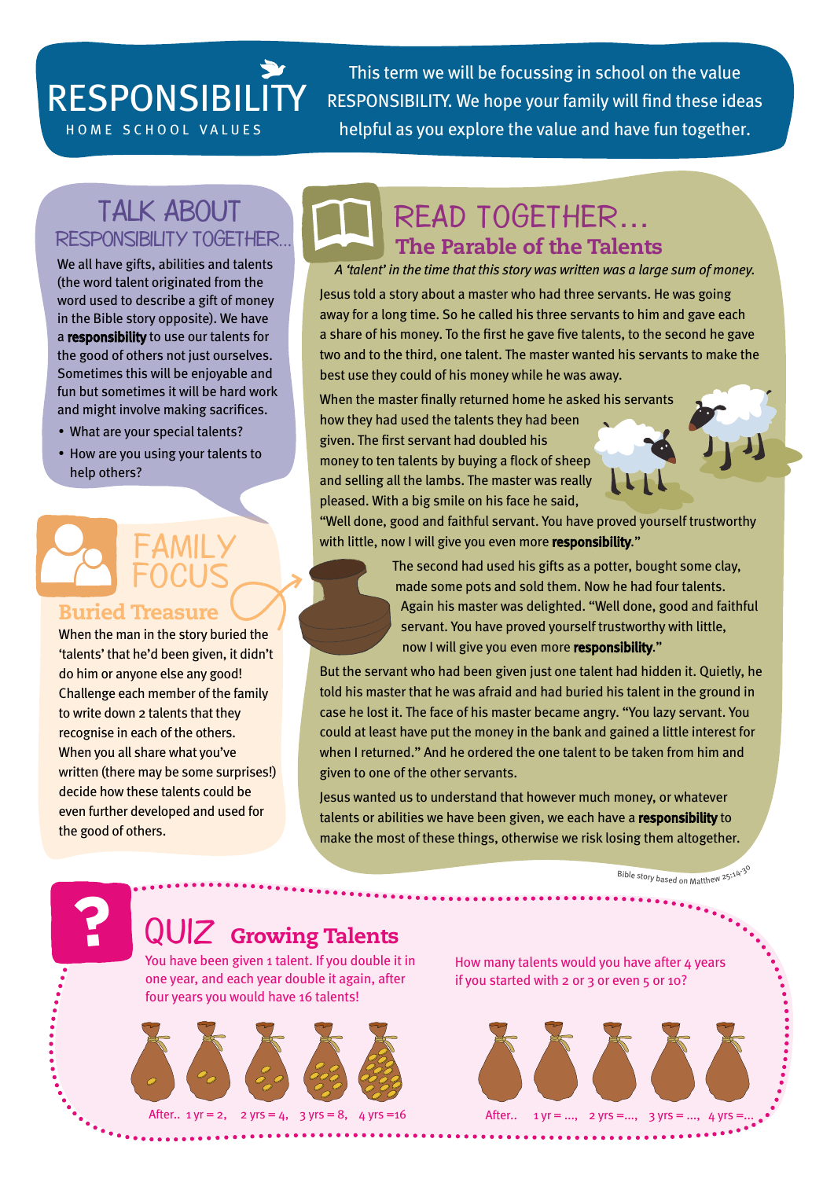# RESPONSIBILITY

HOME SCHOOL VALUES

This term we will be focussing in school on the value RESPONSIBILITY. We hope your family will find these ideas helpful as you explore the value and have fun together.

## TALK ABOUT RESPONSIBILITY TOGETHER...

We all have gifts, abilities and talents (the word talent originated from the word used to describe a gift of money in the Bible story opposite). We have a **responsibility** to use our talents for the good of others not just ourselves. Sometimes this will be enjoyable and fun but sometimes it will be hard work and might involve making sacrifices.

- What are your special talents?
- How are you using your talents to help others?

## FAMILY FOCUS

### Buried Treasure

When the man in the story buried the 'talents' that he'd been given, it didn't do him or anyone else any good! Challenge each member of the family to write down 2 talents that they recognise in each of the others. When you all share what you've written (there may be some surprises!) decide how these talents could be even further developed and used for the good of others.

## READ TOGETHER...

### The Parable of the Talents

*A 'talent' in the time that this story was written was a large sum of money.*

Jesus told a story about a master who had three servants. He was going away for a long time. So he called his three servants to him and gave each a share of his money. To the first he gave five talents, to the second he gave two and to the third, one talent. The master wanted his servants to make the best use they could of his money while he was away.

When the master finally returned home he asked his servants how they had used the talents they had been given. The first servant had doubled his money to ten talents by buying a flock of sheep and selling all the lambs. The master was really pleased. With a big smile on his face he said, "Well done, good and faithful servant. You have proved yourself trustworthy with little, now I will give you even more **responsibility**."

The second had used his gifts as a potter, bought some clay, made some pots and sold them. Now he had four talents. Again his master was delighted. "Well done, good and faithful servant. You have proved yourself trustworthy with little, now I will give you even more **responsibility**."

But the servant who had been given just one talent had hidden it. Quietly, he told his master that he was afraid and had buried his talent in the ground in case he lost it. The face of his master became angry. "You lazy servant. You could at least have put the money in the bank and gained a little interest for when I returned." And he ordered the one talent to be taken from him and given to one of the other servants.

Jesus wanted us to understand that however much money, or whatever talents or abilities we have been given, we each have a **responsibility** to make the most of these things, otherwise we risk losing them altogether.

Bible story based on Matthew 25:14-30

## QUIZ Growing Talents

You have been given 1 talent. If you double it in one year, and each year double it again, after four years you would have 16 talents!

After.. 1 yr = 2, 2 yrs = 4, 3 yrs = 8, 4 yrs =16

How many talents would you have after 4 years if you started with 2 or 3 or even 5 or 10?

After.. 1 yr = ..., 2 yrs =..., 3 yrs = ..., 4 yrs =...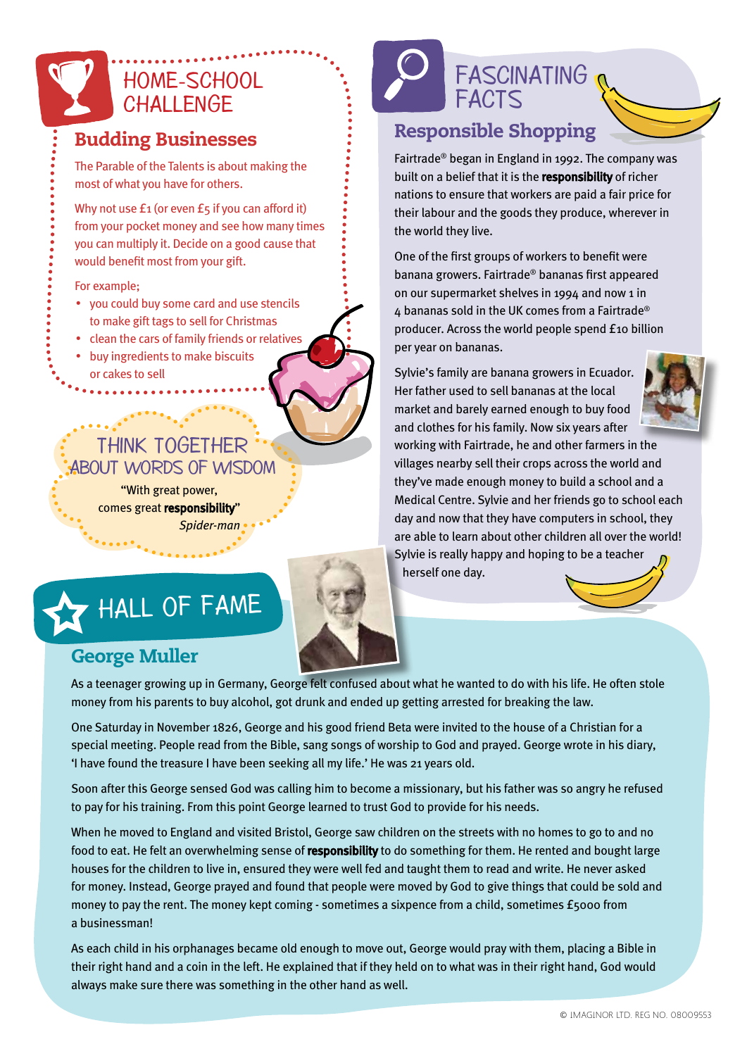# HOME-SCHOOL CHALLENGE

## Budding Businesses

The Parable of the Talents is about making the most of what you have for others.

Why not use £1 (or even £5 if you can afford it) from your pocket money and see how many times you can multiply it. Decide on a good cause that would benefit most from your gift.

For example;

- you could buy some card and use stencils to make gift tags to sell for Christmas
- clean the cars of family friends or relatives
- buy ingredients to make biscuits or cakes to sell

# THINK TOGETHER ABOUT WORDS OF WISDOM

"With great power, comes great **responsibility**"

*Spider-man*

# FASCINATING FACTS

## Responsible Shopping

Fairtrade® began in England in 1992. The company was built on a belief that it is the **responsibility** of richer nations to ensure that workers are paid a fair price for their labour and the goods they produce, wherever in the world they live.

One of the first groups of workers to benefit were banana growers. Fairtrade® bananas first appeared on our supermarket shelves in 1994 and now 1 in 4 bananas sold in the UK comes from a Fairtrade® producer. Across the world people spend £10 billion per year on bananas.

Sylvie's family are banana growers in Ecuador. Her father used to sell bananas at the local market and barely earned enough to buy food and clothes for his family. Now six years after working with Fairtrade, he and other farmers in the villages nearby sell their crops across the world and they've made enough money to build a school and a Medical Centre. Sylvie and her friends go to school each day and now that they have computers in school, they are able to learn about other children all over the world! Sylvie is really happy and hoping to be a teacher herself one day.

# HALL OF FAME

## George Muller

As a teenager growing up in Germany, George felt confused about what he wanted to do with his life. He often stole money from his parents to buy alcohol, got drunk and ended up getting arrested for breaking the law.

One Saturday in November 1826, George and his good friend Beta were invited to the house of a Christian for a special meeting. People read from the Bible, sang songs of worship to God and prayed. George wrote in his diary, 'I have found the treasure I have been seeking all my life.' He was 21 years old.

Soon after this George sensed God was calling him to become a missionary, but his father was so angry he refused to pay for his training. From this point George learned to trust God to provide for his needs.

When he moved to England and visited Bristol, George saw children on the streets with no homes to go to and no food to eat. He felt an overwhelming sense of **responsibility** to do something for them. He rented and bought large houses for the children to live in, ensured they were well fed and taught them to read and write. He never asked for money. Instead, George prayed and found that people were moved by God to give things that could be sold and money to pay the rent. The money kept coming - sometimes a sixpence from a child, sometimes £5000 from a businessman!

As each child in his orphanages became old enough to move out, George would pray with them, placing a Bible in their right hand and a coin in the left. He explained that if they held on to what was in their right hand, God would always make sure there was something in the other hand as well.

© IMAGINOR LTD. REG NO. 08009553